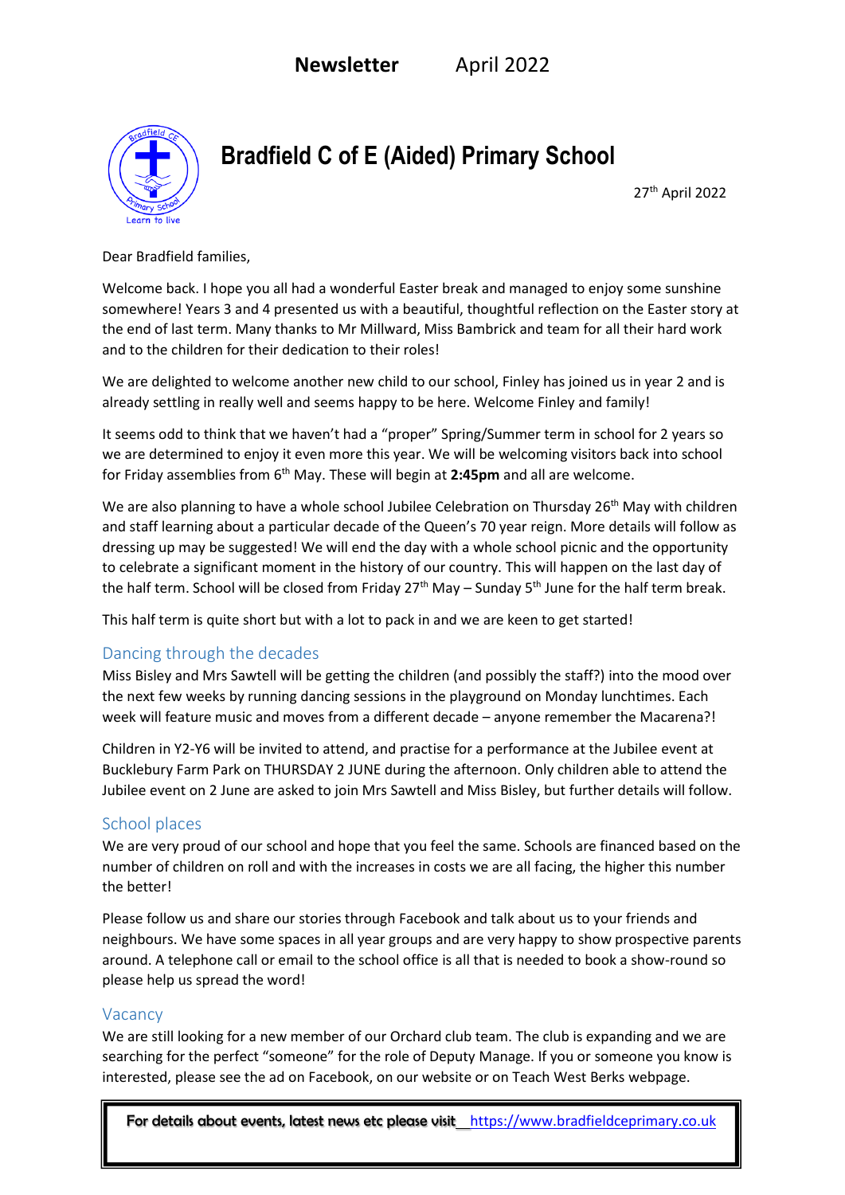# **Newsletter** April 2022

## Bradfield C of E (Aided) Primary School

27th April 2022

Dear Bradfield families,

Welcome back. I hope you all had a wonderful Easter break and managed to enjoy some sunshine somewhere! Years 3 and 4 presented us with a beautiful, thoughtful reflection on the Easter story at the end of last term. Many thanks to Mr Millward, Miss Bambrick and team for all their hard work and to the children for their dedication to their roles!

We are delighted to welcome another new child to our school, Finley has joined us in year 2 and is already settling in really well and seems happy to be here. Welcome Finley and family!

It seems odd to think that we haven't had a "proper" Spring/Summer term in school for 2 years so we are determined to enjoy it even more this year. We will be welcoming visitors back into school for Friday assemblies from 6th May. These will begin at **2:45pm** and all are welcome.

We are also planning to have a whole school Jubilee Celebration on Thursday 26th May with children and staff learning about a particular decade of the Queen's 70 year reign. More details will follow as dressing up may be suggested! We will end the day with a whole school picnic and the opportunity to celebrate a significant moment in the history of our country. This will happen on the last day of the half term. School will be closed from Friday 27th May – Sunday 5th June for the half term break.

This half term is quite short but with a lot to pack in and we are keen to get started!

### Dancing through the decades

Miss Bisley and Mrs Sawtell will be getting the children (and possibly the staff?) into the mood over the next few weeks by running dancing sessions in the playground on Monday lunchtimes. Each week will feature music and moves from a different decade – anyone remember the Macarena?!

Children in Y2-Y6 will be invited to attend, and practise for a performance at the Jubilee event at Bucklebury Farm Park on THURSDAY 2 JUNE during the afternoon. Only children able to attend the Jubilee event on 2 June are asked to join Mrs Sawtell and Miss Bisley, but further details will follow.

### School places

We are very proud of our school and hope that you feel the same. Schools are financed based on the number of children on roll and with the increases in costs we are all facing, the higher this number the better!

Please follow us and share our stories through Facebook and talk about us to your friends and neighbours. We have some spaces in all year groups and are very happy to show prospective parents around. A telephone call or email to the school office is all that is needed to book a show-round so please help us spread the word!

### Vacancy

We are still looking for a new member of our Orchard club team. The club is expanding and we are searching for the perfect "someone" for the role of Deputy Manage. If you or someone you know is interested, please see the ad on Facebook, on our website or on Teach West Berks webpage.

**For details about events, latest news etc please visit** https://www.bradfieldceprimary.co.uk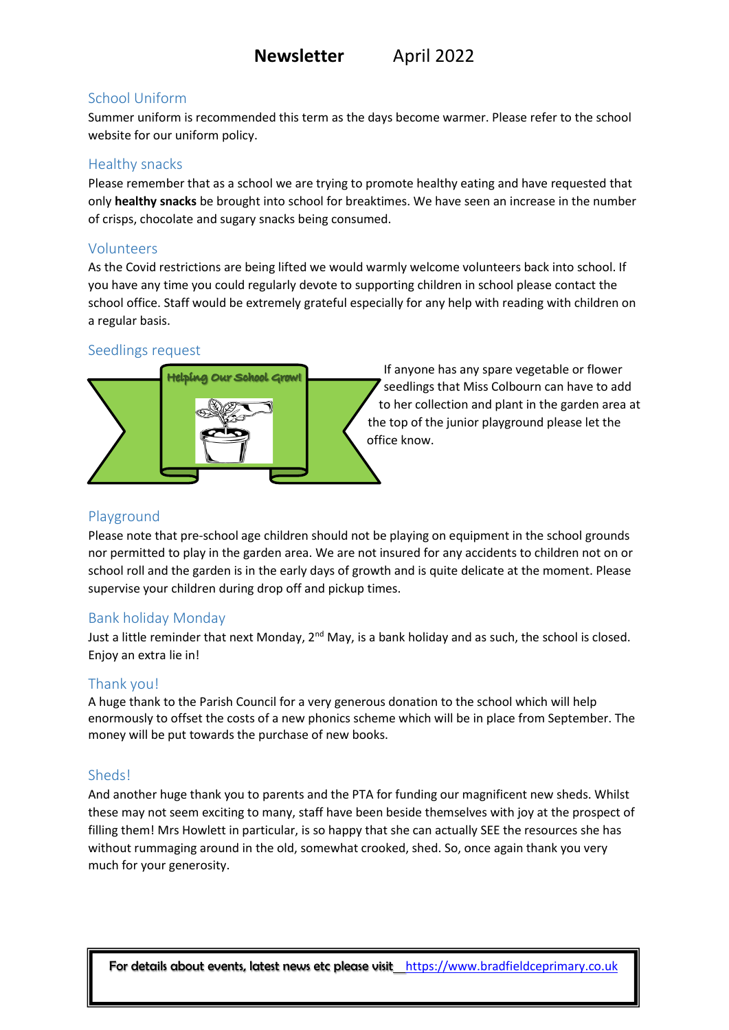# **Newsletter** April 2022

## School Uniform

Summer uniform is recommended this term as the days become warmer. Please refer to the school website for our uniform policy.

## Healthy snacks

Please remember that as a school we are trying to promote healthy eating and have requested that only **healthy snacks** be brought into school for breaktimes. We have seen an increase in the number of crisps, chocolate and sugary snacks being consumed.

## Volunteers

As the Covid restrictions are being lifted we would warmly welcome volunteers back into school. If you have any time you could regularly devote to supporting children in school please contact the school office. Staff would be extremely grateful especially for any help with reading with children on a regular basis.

## Seedlings request

Helping Our School Grow!

If anyone has any spare vegetable or flower seedlings that Miss Colbourn can have to add to her collection and plant in the garden area at the top of the junior playground please let the office know.

## Playground

Please note that pre-school age children should not be playing on equipment in the school grounds nor permitted to play in the garden area. We are not insured for any accidents to children not on or school roll and the garden is in the early days of growth and is quite delicate at the moment. Please supervise your children during drop off and pickup times.

## Bank holiday Monday

Just a little reminder that next Monday, 2nd May, is a bank holiday and as such, the school is closed. Enjoy an extra lie in!

## Thank you!

A huge thank to the Parish Council for a very generous donation to the school which will help enormously to offset the costs of a new phonics scheme which will be in place from September. The money will be put towards the purchase of new books.

## Sheds!

And another huge thank you to parents and the PTA for funding our magnificent new sheds. Whilst these may not seem exciting to many, staff have been beside themselves with joy at the prospect of filling them! Mrs Howlett in particular, is so happy that she can actually SEE the resources she has without rummaging around in the old, somewhat crooked, shed. So, once again thank you very much for your generosity.

For details about events, latest news etc please visit https://www.bradfieldceprimary.co.uk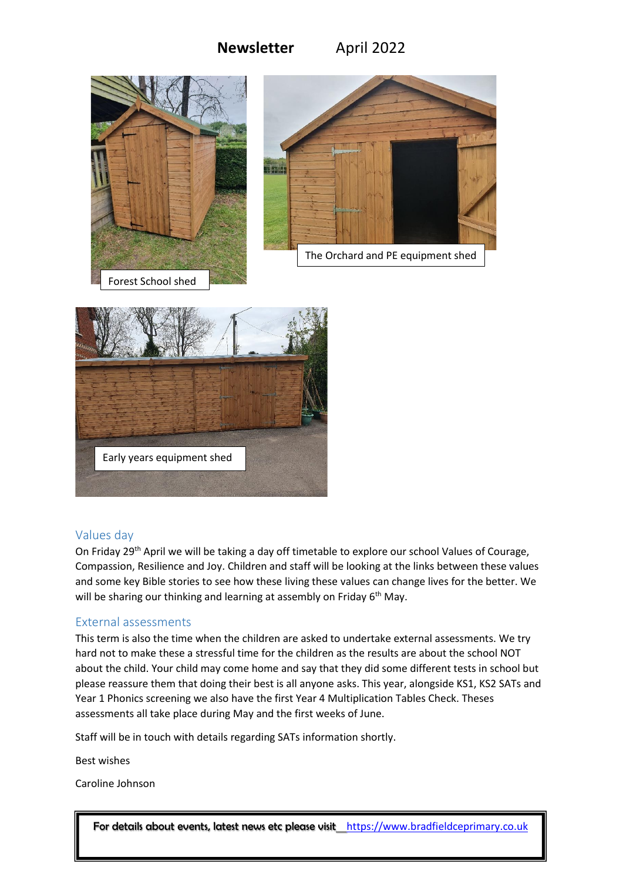**Newsletter** April 2022

Forest School shed

The Orchard and PE equipment shed

Early years equipment shed

## Values day

On Friday 29th April we will be taking a day off timetable to explore our school Values of Courage, Compassion, Resilience and Joy. Children and staff will be looking at the links between these values and some key Bible stories to see how these living these values can change lives for the better. We will be sharing our thinking and learning at assembly on Friday 6th May.

## External assessments

This term is also the time when the children are asked to undertake external assessments. We try hard not to make these a stressful time for the children as the results are about the school NOT about the child. Your child may come home and say that they did some different tests in school but please reassure them that doing their best is all anyone asks. This year, alongside KS1, KS2 SATs and Year 1 Phonics screening we also have the first Year 4 Multiplication Tables Check. Theses assessments all take place during May and the first weeks of June.

Staff will be in touch with details regarding SATs information shortly.

Best wishes

Caroline Johnson

**For details about events, latest news etc please visit** https://www.bradfieldceprimary.co.uk